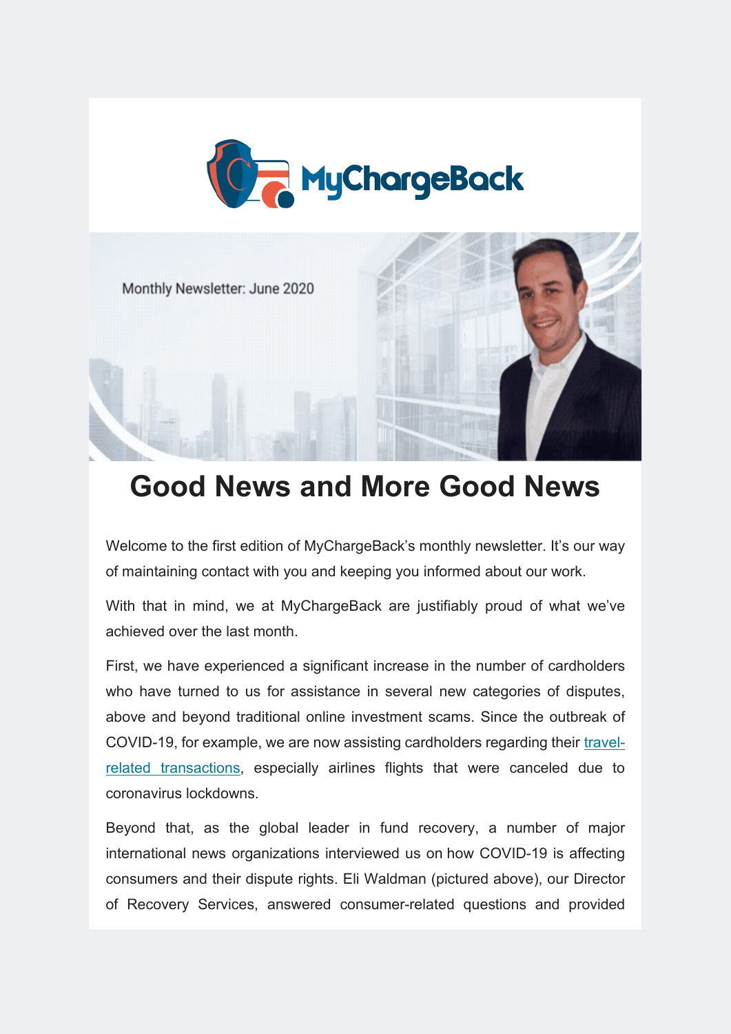MyChargeBack

Monthly Newsletter: June 2020

# Good News and More Good News

Welcome to the first edition of MyChargeBack's monthly newsletter. It's our way of maintaining contact with you and keeping you informed about our work.

With that in mind, we at MyChargeBack are justifiably proud of what we've achieved over the last month.

First, we have experienced a significant increase in the number of cardholders who have turned to us for assistance in several new categories of disputes, above and beyond traditional online investment scams. Since the outbreak of COVID-19, for example, we are now assisting cardholders regarding their travel-related transactions, especially airlines flights that were canceled due to coronavirus lockdowns.

Beyond that, as the global leader in fund recovery, a number of major international news organizations interviewed us on how COVID-19 is affecting consumers and their dispute rights. Eli Waldman (pictured above), our Director of Recovery Services, answered consumer-related questions and provided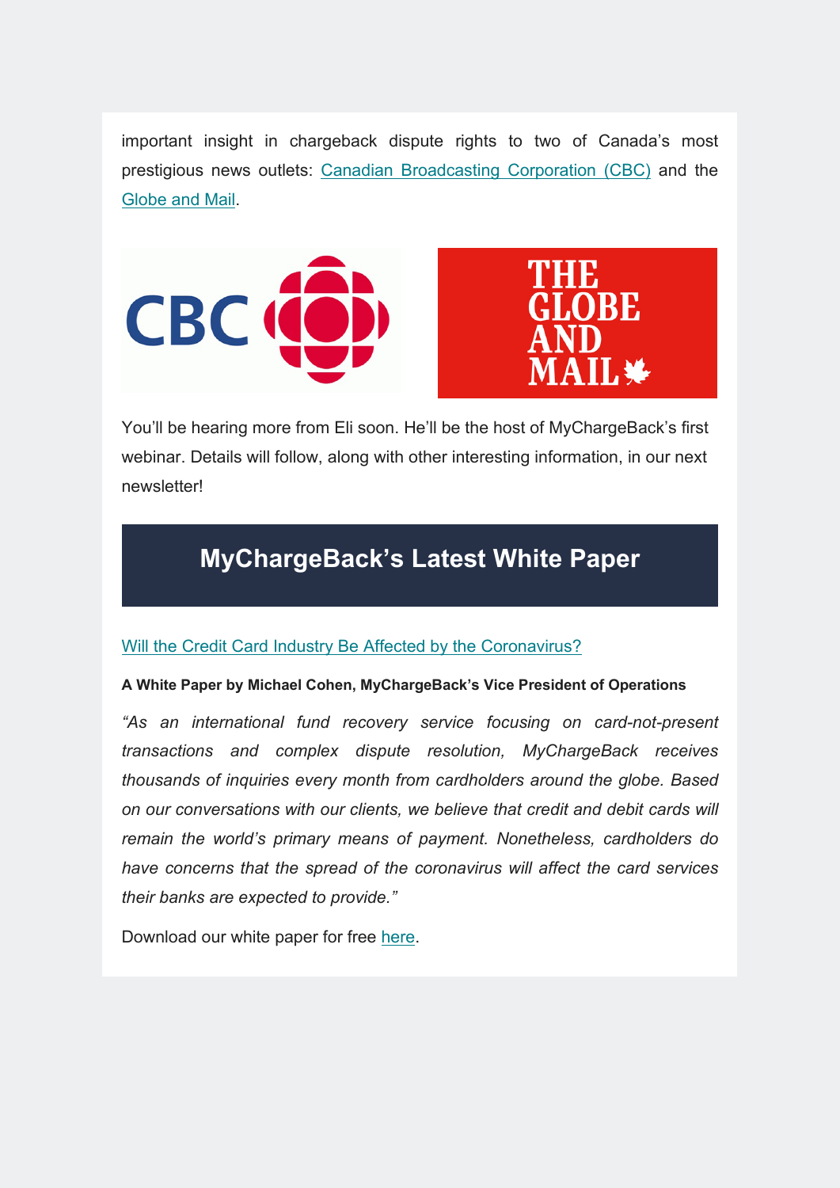important insight in chargeback dispute rights to two of Canada's most prestigious news outlets: [Canadian Broadcasting Corporation (CBC)]() and the [Globe and Mail]().

You'll be hearing more from Eli soon. He'll be the host of MyChargeBack's first webinar. Details will follow, along with other interesting information, in our next newsletter!

## MyChargeBack's Latest White Paper

[Will the Credit Card Industry Be Affected by the Coronavirus?]()

**A White Paper by Michael Cohen, MyChargeBack's Vice President of Operations**

*"As an international fund recovery service focusing on card-not-present transactions and complex dispute resolution, MyChargeBack receives thousands of inquiries every month from cardholders around the globe. Based on our conversations with our clients, we believe that credit and debit cards will remain the world's primary means of payment. Nonetheless, cardholders do have concerns that the spread of the coronavirus will affect the card services their banks are expected to provide."*

Download our white paper for free [here]().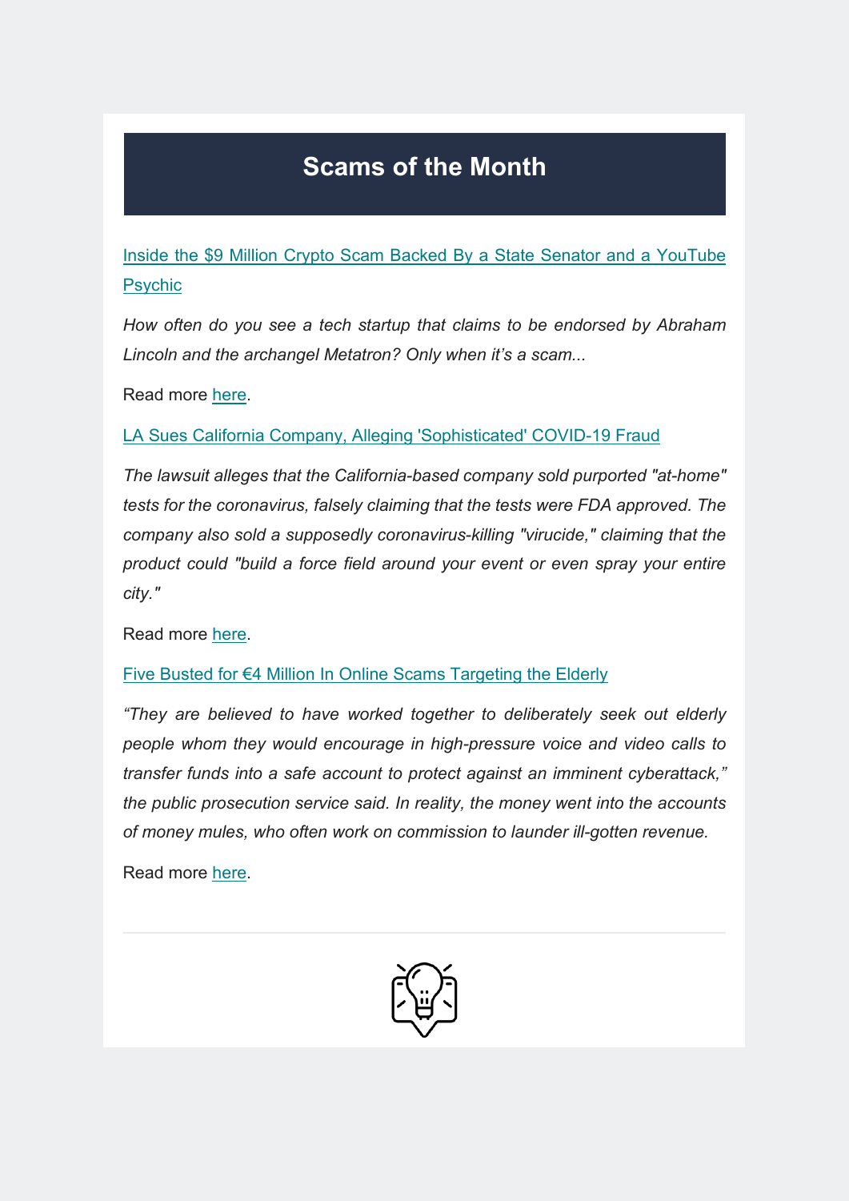# Scams of the Month

[Inside the $9 Million Crypto Scam Backed By a State Senator and a YouTube Psychic]()

*How often do you see a tech startup that claims to be endorsed by Abraham Lincoln and the archangel Metatron? Only when it's a scam...*

Read more [here]().

[LA Sues California Company, Alleging 'Sophisticated' COVID-19 Fraud]()

*The lawsuit alleges that the California-based company sold purported "at-home" tests for the coronavirus, falsely claiming that the tests were FDA approved. The company also sold a supposedly coronavirus-killing "virucide," claiming that the product could "build a force field around your event or even spray your entire city."*

Read more [here]().

[Five Busted for €4 Million In Online Scams Targeting the Elderly]()

*"They are believed to have worked together to deliberately seek out elderly people whom they would encourage in high-pressure voice and video calls to transfer funds into a safe account to protect against an imminent cyberattack," the public prosecution service said. In reality, the money went into the accounts of money mules, who often work on commission to launder ill-gotten revenue.*

Read more [here]().

---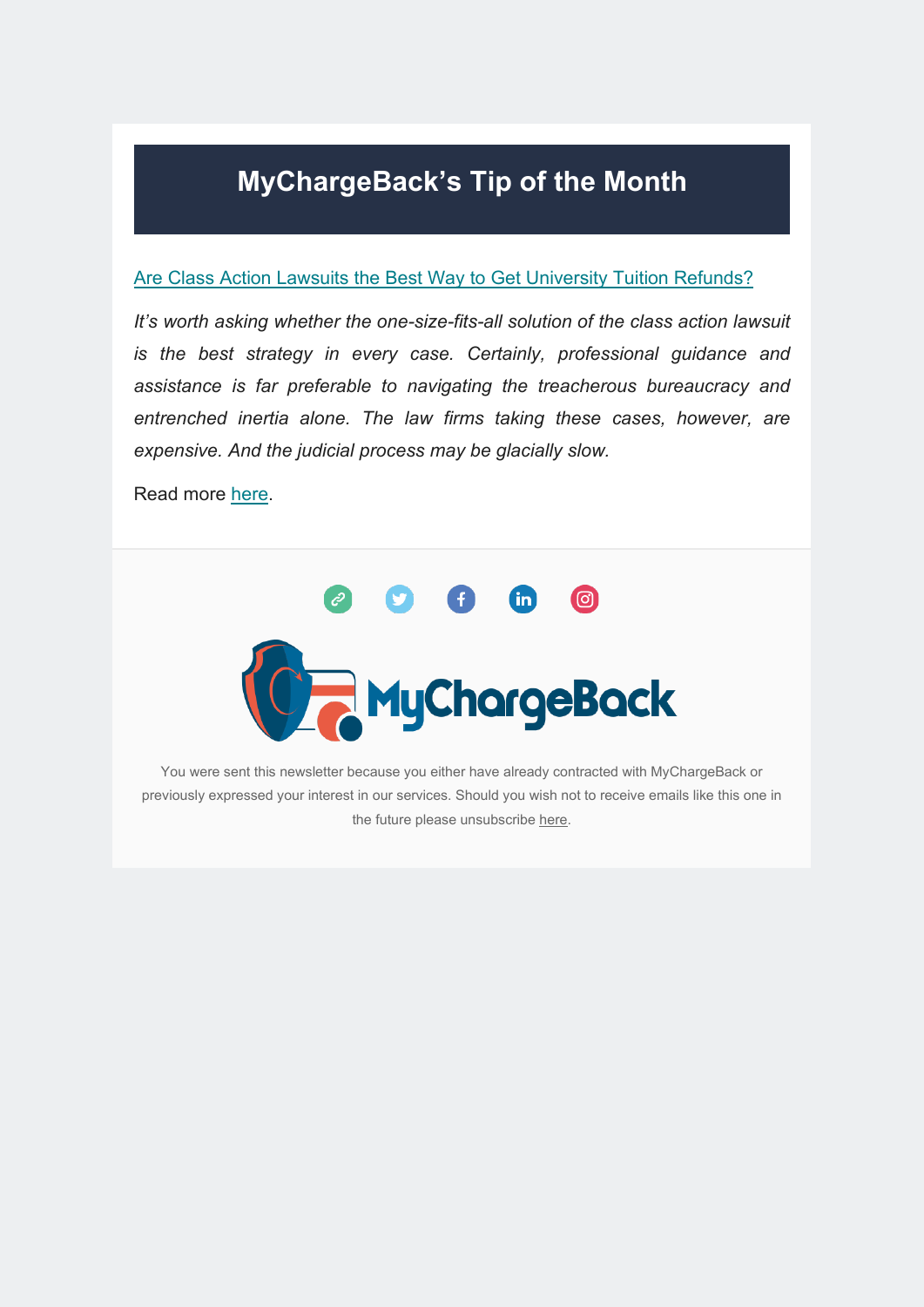# MyChargeBack's Tip of the Month

Are Class Action Lawsuits the Best Way to Get University Tuition Refunds?

*It's worth asking whether the one-size-fits-all solution of the class action lawsuit is the best strategy in every case. Certainly, professional guidance and assistance is far preferable to navigating the treacherous bureaucracy and entrenched inertia alone. The law firms taking these cases, however, are expensive. And the judicial process may be glacially slow.*

Read more here.

MyChargeBack

You were sent this newsletter because you either have already contracted with MyChargeBack or previously expressed your interest in our services. Should you wish not to receive emails like this one in the future please unsubscribe here.